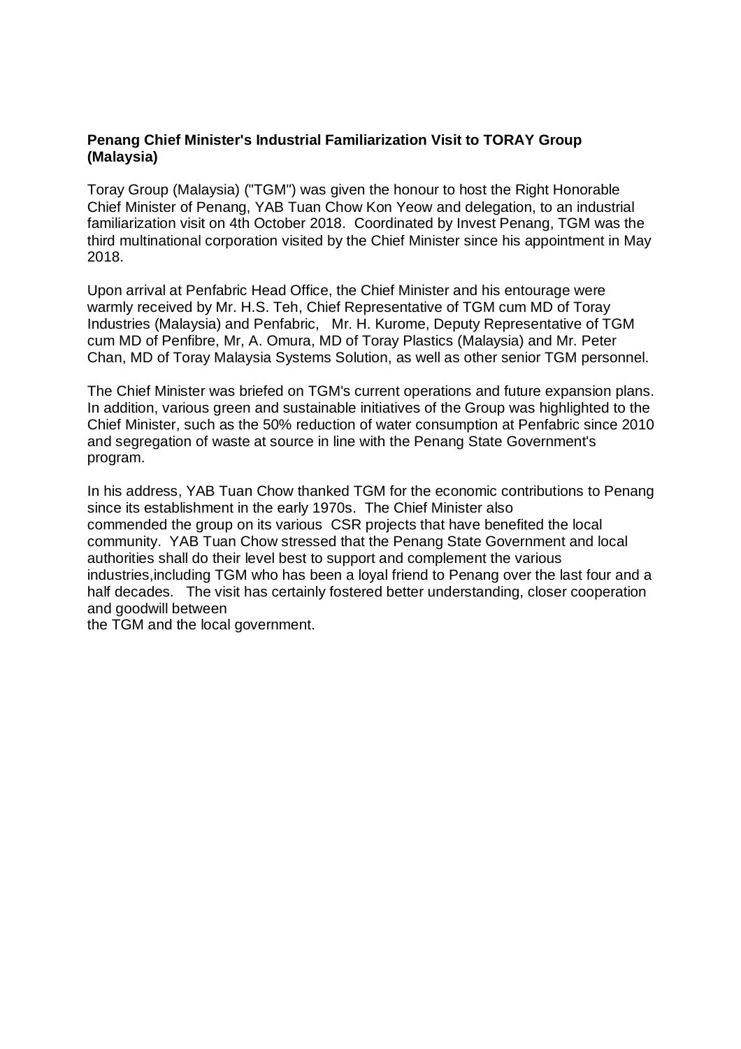**Penang Chief Minister's Industrial Familiarization Visit to TORAY Group (Malaysia)**

Toray Group (Malaysia) ("TGM") was given the honour to host the Right Honorable Chief Minister of Penang, YAB Tuan Chow Kon Yeow and delegation, to an industrial familiarization visit on 4th October 2018. Coordinated by Invest Penang, TGM was the third multinational corporation visited by the Chief Minister since his appointment in May 2018.

Upon arrival at Penfabric Head Office, the Chief Minister and his entourage were warmly received by Mr. H.S. Teh, Chief Representative of TGM cum MD of Toray Industries (Malaysia) and Penfabric, Mr. H. Kurome, Deputy Representative of TGM cum MD of Penfibre, Mr, A. Omura, MD of Toray Plastics (Malaysia) and Mr. Peter Chan, MD of Toray Malaysia Systems Solution, as well as other senior TGM personnel.

The Chief Minister was briefed on TGM's current operations and future expansion plans. In addition, various green and sustainable initiatives of the Group was highlighted to the Chief Minister, such as the 50% reduction of water consumption at Penfabric since 2010 and segregation of waste at source in line with the Penang State Government's program.

In his address, YAB Tuan Chow thanked TGM for the economic contributions to Penang since its establishment in the early 1970s. The Chief Minister also commended the group on its various CSR projects that have benefited the local community. YAB Tuan Chow stressed that the Penang State Government and local authorities shall do their level best to support and complement the various industries,including TGM who has been a loyal friend to Penang over the last four and a half decades. The visit has certainly fostered better understanding, closer cooperation and goodwill between the TGM and the local government.